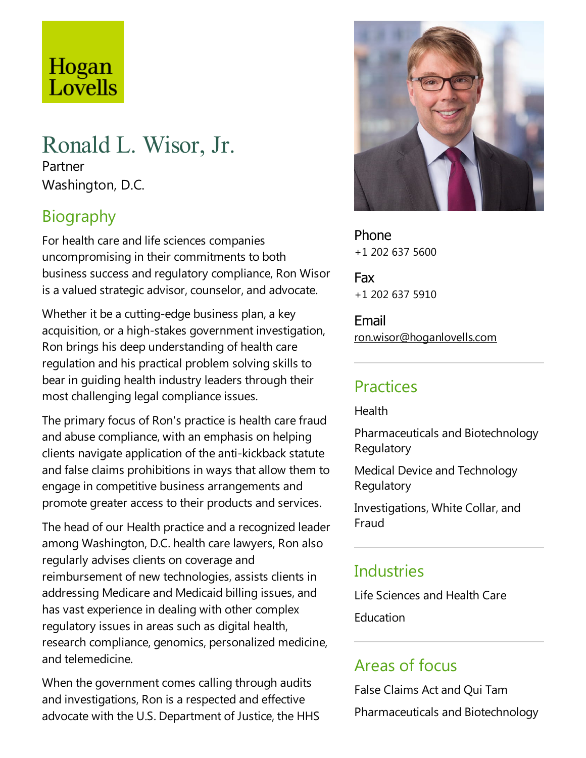# Ronald L. Wisor, Jr.

Partner

Washington, D.C.

## Biography

For health care and life sciences companies uncompromising in their commitments to both business success and regulatory compliance, Ron Wisor is a valued strategic advisor, counselor, and advocate.

Whether it be a cutting-edge business plan, a key acquisition, or a high-stakes government investigation, Ron brings his deep understanding of health care regulation and his practical problem solving skills to bear in guiding health industry leaders through their most challenging legal compliance issues.

The primary focus of Ron's practice is health care fraud and abuse compliance, with an emphasis on helping clients navigate application of the anti-kickback statute and false claims prohibitions in ways that allow them to engage in competitive business arrangements and promote greater access to their products and services.

The head of our Health practice and a recognized leader among Washington, D.C. health care lawyers, Ron also regularly advises clients on coverage and reimbursement of new technologies, assists clients in addressing Medicare and Medicaid billing issues, and has vast experience in dealing with other complex regulatory issues in areas such as digital health, research compliance, genomics, personalized medicine, and telemedicine.

When the government comes calling through audits and investigations, Ron is a respected and effective advocate with the U.S. Department of Justice, the HHS

Phone
+1 202 637 5600

Fax
+1 202 637 5910

Email
ron.wisor@hoganlovells.com

## Practices

Health

Pharmaceuticals and Biotechnology Regulatory

Medical Device and Technology Regulatory

Investigations, White Collar, and Fraud

## Industries

Life Sciences and Health Care

Education

## Areas of focus

False Claims Act and Qui Tam

Pharmaceuticals and Biotechnology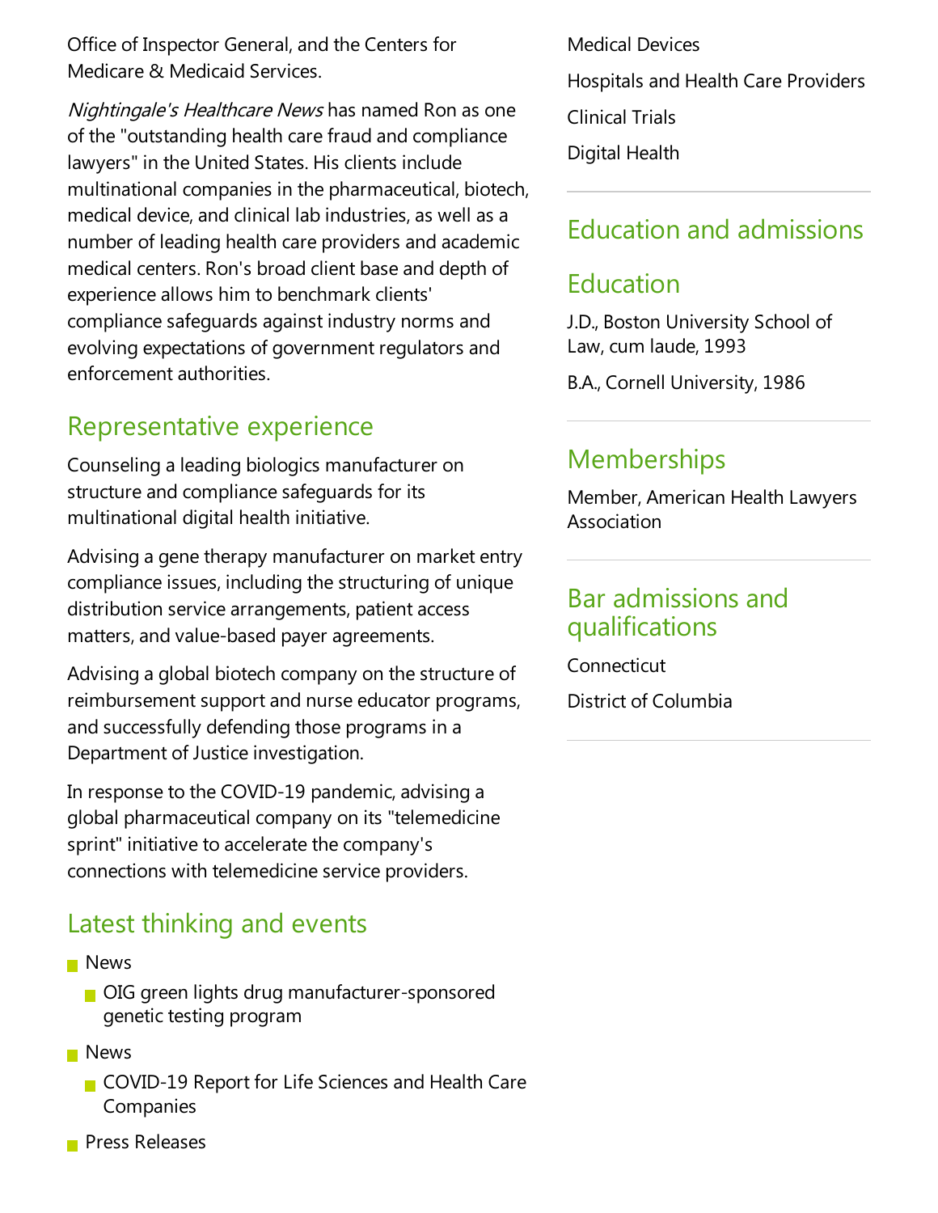Office of Inspector General, and the Centers for Medicare & Medicaid Services.

*Nightingale's Healthcare News* has named Ron as one of the "outstanding health care fraud and compliance lawyers" in the United States. His clients include multinational companies in the pharmaceutical, biotech, medical device, and clinical lab industries, as well as a number of leading health care providers and academic medical centers. Ron's broad client base and depth of experience allows him to benchmark clients' compliance safeguards against industry norms and evolving expectations of government regulators and enforcement authorities.

## Representative experience

Counseling a leading biologics manufacturer on structure and compliance safeguards for its multinational digital health initiative.

Advising a gene therapy manufacturer on market entry compliance issues, including the structuring of unique distribution service arrangements, patient access matters, and value-based payer agreements.

Advising a global biotech company on the structure of reimbursement support and nurse educator programs, and successfully defending those programs in a Department of Justice investigation.

In response to the COVID-19 pandemic, advising a global pharmaceutical company on its "telemedicine sprint" initiative to accelerate the company's connections with telemedicine service providers.

## Latest thinking and events

- News
  - OIG green lights drug manufacturer-sponsored genetic testing program
- News
  - COVID-19 Report for Life Sciences and Health Care Companies
- Press Releases

Medical Devices

Hospitals and Health Care Providers

Clinical Trials

Digital Health

## Education and admissions

## Education

J.D., Boston University School of Law, cum laude, 1993

B.A., Cornell University, 1986

## Memberships

Member, American Health Lawyers Association

## Bar admissions and qualifications

Connecticut

District of Columbia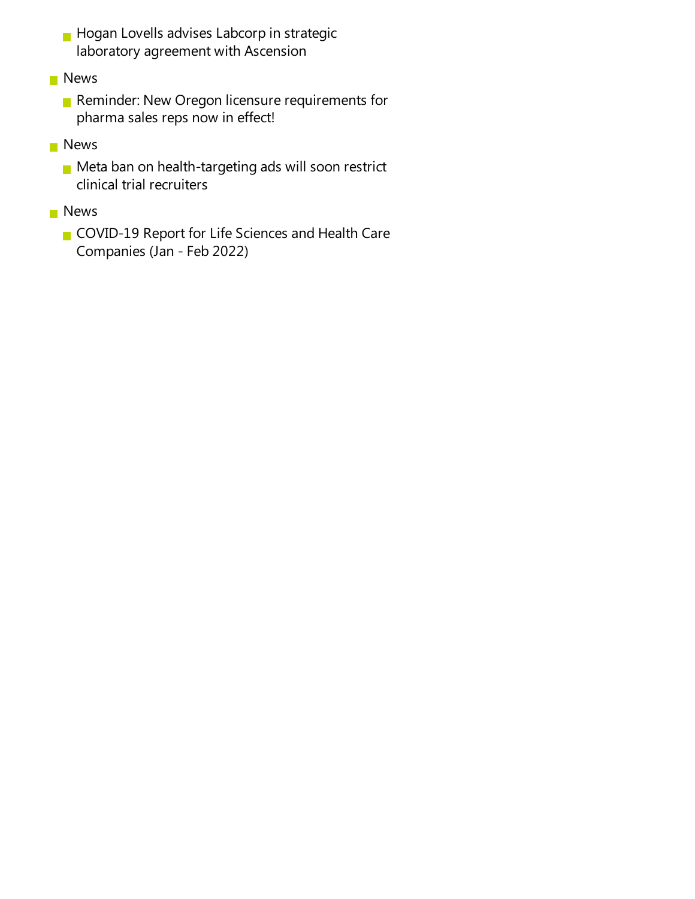- Hogan Lovells advises Labcorp in strategic laboratory agreement with Ascension
- News
  - Reminder: New Oregon licensure requirements for pharma sales reps now in effect!
- News
  - Meta ban on health-targeting ads will soon restrict clinical trial recruiters
- News
  - COVID-19 Report for Life Sciences and Health Care Companies (Jan - Feb 2022)